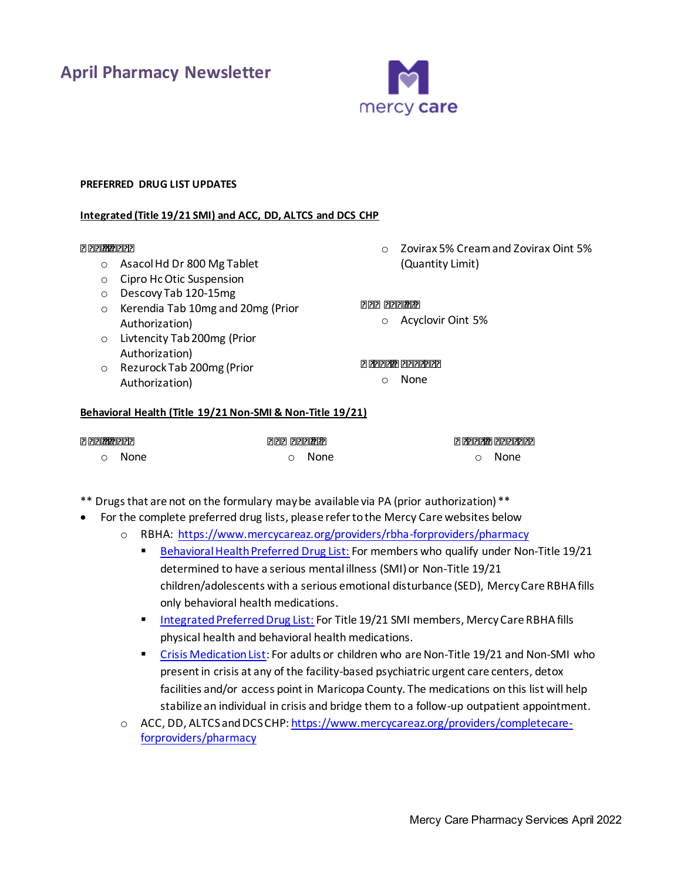# April Pharmacy Newsletter

**PREFERRED DRUG LIST UPDATES**

**Integrated (Title 19/21 SMI) and ACC, DD, ALTCS and DCS CHP**

**? ?????????**

- Asacol Hd Dr 800 Mg Tablet
- Cipro Hc Otic Suspension
- Descovy Tab 120-15mg
- Kerendia Tab 10mg and 20mg (Prior Authorization)
- Livtencity Tab 200mg (Prior Authorization)
- Rezurock Tab 200mg (Prior Authorization)
- Zovirax 5% Cream and Zovirax Oint 5% (Quantity Limit)

**??? ???????**

- Acyclovir Oint 5%

**? ?????? ???????**

- None

**Behavioral Health (Title 19/21 Non-SMI & Non-Title 19/21)**

**? ?????????**

- None

**??? ???????**

- None

**? ?????? ???????**

- None

** Drugs that are not on the formulary may be available via PA (prior authorization) **

- For the complete preferred drug lists, please refer to the Mercy Care websites below
  - RBHA: https://www.mercycareaz.org/providers/rbha-forproviders/pharmacy
    - Behavioral Health Preferred Drug List: For members who qualify under Non-Title 19/21 determined to have a serious mental illness (SMI) or Non-Title 19/21 children/adolescents with a serious emotional disturbance (SED), Mercy Care RBHA fills only behavioral health medications.
    - Integrated Preferred Drug List: For Title 19/21 SMI members, Mercy Care RBHA fills physical health and behavioral health medications.
    - Crisis Medication List: For adults or children who are Non-Title 19/21 and Non-SMI who present in crisis at any of the facility-based psychiatric urgent care centers, detox facilities and/or access point in Maricopa County. The medications on this list will help stabilize an individual in crisis and bridge them to a follow-up outpatient appointment.
  - ACC, DD, ALTCS and DCS CHP: https://www.mercycareaz.org/providers/completecare-forproviders/pharmacy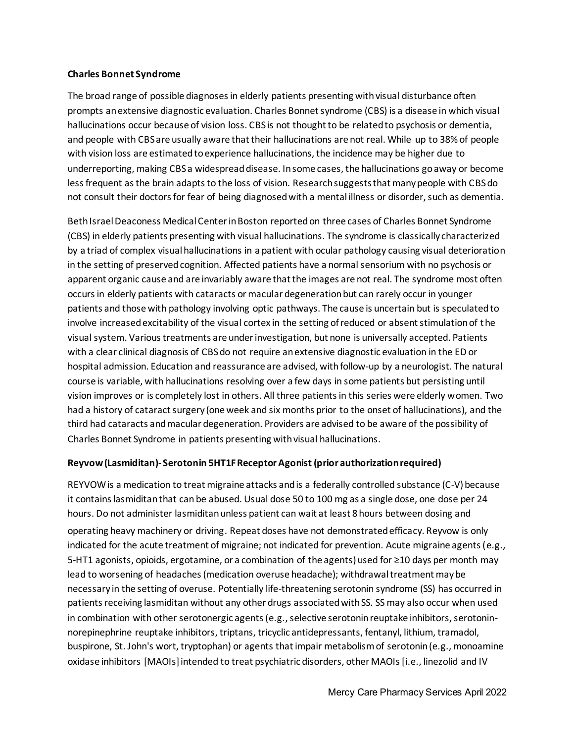**Charles Bonnet Syndrome**

The broad range of possible diagnoses in elderly patients presenting with visual disturbance often prompts an extensive diagnostic evaluation. Charles Bonnet syndrome (CBS) is a disease in which visual hallucinations occur because of vision loss. CBS is not thought to be related to psychosis or dementia, and people with CBS are usually aware that their hallucinations are not real. While up to 38% of people with vision loss are estimated to experience hallucinations, the incidence may be higher due to underreporting, making CBS a widespread disease. In some cases, the hallucinations go away or become less frequent as the brain adapts to the loss of vision. Research suggests that many people with CBS do not consult their doctors for fear of being diagnosed with a mental illness or disorder, such as dementia.

Beth Israel Deaconess Medical Center in Boston reported on three cases of Charles Bonnet Syndrome (CBS) in elderly patients presenting with visual hallucinations. The syndrome is classically characterized by a triad of complex visual hallucinations in a patient with ocular pathology causing visual deterioration in the setting of preserved cognition. Affected patients have a normal sensorium with no psychosis or apparent organic cause and are invariably aware that the images are not real. The syndrome most often occurs in elderly patients with cataracts or macular degeneration but can rarely occur in younger patients and those with pathology involving optic pathways. The cause is uncertain but is speculated to involve increased excitability of the visual cortex in the setting of reduced or absent stimulation of the visual system. Various treatments are under investigation, but none is universally accepted. Patients with a clear clinical diagnosis of CBS do not require an extensive diagnostic evaluation in the ED or hospital admission. Education and reassurance are advised, with follow-up by a neurologist. The natural course is variable, with hallucinations resolving over a few days in some patients but persisting until vision improves or is completely lost in others. All three patients in this series were elderly women. Two had a history of cataract surgery (one week and six months prior to the onset of hallucinations), and the third had cataracts and macular degeneration. Providers are advised to be aware of the possibility of Charles Bonnet Syndrome in patients presenting with visual hallucinations.

**Reyvow (Lasmiditan)- Serotonin 5HT1F Receptor Agonist (prior authorization required)**

REYVOW is a medication to treat migraine attacks and is a federally controlled substance (C-V) because it contains lasmiditan that can be abused. Usual dose 50 to 100 mg as a single dose, one dose per 24 hours. Do not administer lasmiditan unless patient can wait at least 8 hours between dosing and operating heavy machinery or driving. Repeat doses have not demonstrated efficacy. Reyvow is only indicated for the acute treatment of migraine; not indicated for prevention. Acute migraine agents (e.g., 5-HT1 agonists, opioids, ergotamine, or a combination of the agents) used for ≥10 days per month may lead to worsening of headaches (medication overuse headache); withdrawal treatment may be necessary in the setting of overuse. Potentially life-threatening serotonin syndrome (SS) has occurred in patients receiving lasmiditan without any other drugs associated with SS. SS may also occur when used in combination with other serotonergic agents (e.g., selective serotonin reuptake inhibitors, serotonin-norepinephrine reuptake inhibitors, triptans, tricyclic antidepressants, fentanyl, lithium, tramadol, buspirone, St. John's wort, tryptophan) or agents that impair metabolism of serotonin (e.g., monoamine oxidase inhibitors [MAOIs] intended to treat psychiatric disorders, other MAOIs [i.e., linezolid and IV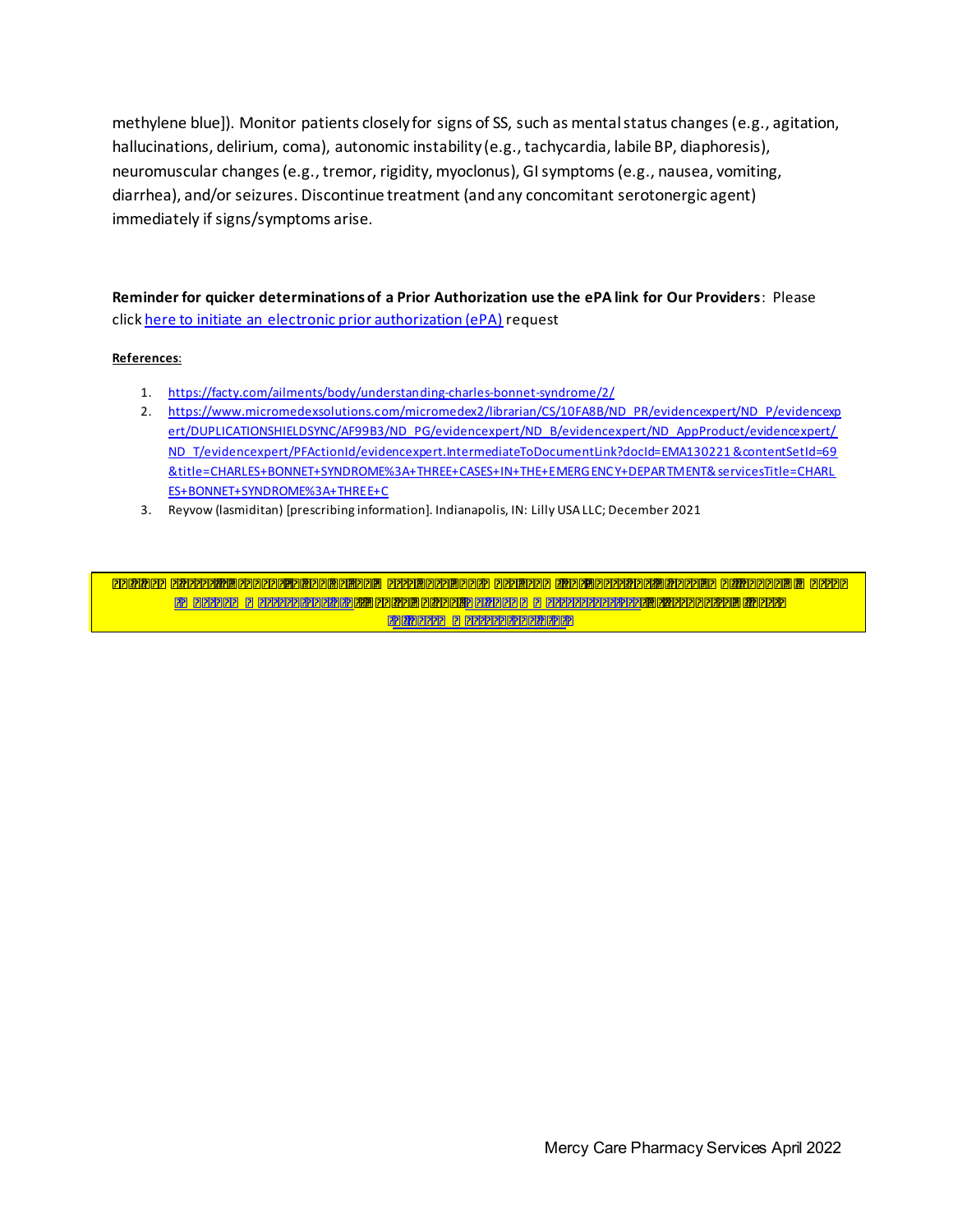methylene blue]). Monitor patients closely for signs of SS, such as mental status changes (e.g., agitation, hallucinations, delirium, coma), autonomic instability (e.g., tachycardia, labile BP, diaphoresis), neuromuscular changes (e.g., tremor, rigidity, myoclonus), GI symptoms (e.g., nausea, vomiting, diarrhea), and/or seizures. Discontinue treatment (and any concomitant serotonergic agent) immediately if signs/symptoms arise.

**Reminder for quicker determinations of a Prior Authorization use the ePA link for Our Providers**: Please click [here to initiate an electronic prior authorization (ePA)]() request

**References**:

1. https://facty.com/ailments/body/understanding-charles-bonnet-syndrome/2/
2. https://www.micromedexsolutions.com/micromedex2/librarian/CS/10FA8B/ND_PR/evidencexpert/ND_P/evidencexpert/DUPLICATIONSHIELDSYNC/AF99B3/ND_PG/evidencexpert/ND_B/evidencexpert/ND_AppProduct/evidencexpert/ND_T/evidencexpert/PFActionId/evidencexpert.IntermediateToDocumentLink?docId=EMA130221&contentSetId=69&title=CHARLES+BONNET+SYNDROME%3A+THREE+CASES+IN+THE+EMERGENCY+DEPARTMENT&servicesTitle=CHARLES+BONNET+SYNDROME%3A+THREE+C
3. Reyvow (lasmiditan) [prescribing information]. Indianapolis, IN: Lilly USA LLC; December 2021